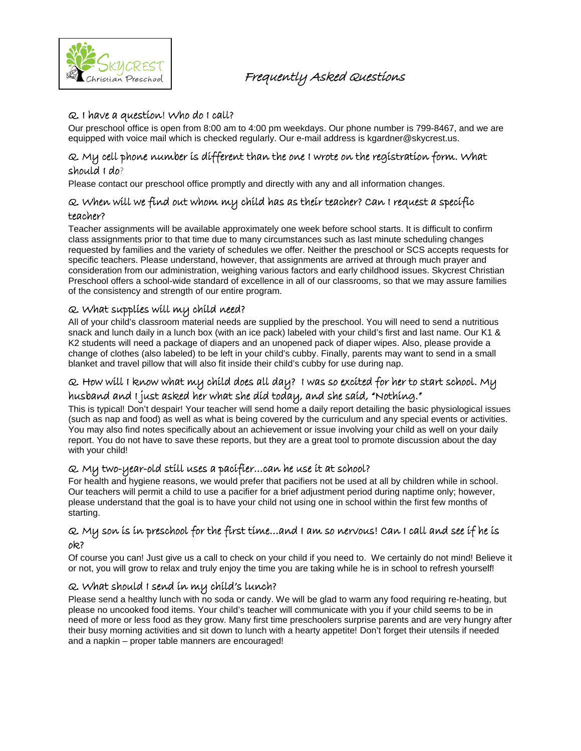# Frequently Asked Questions

### Q. I have a question! Who do I call?

Our preschool office is open from 8:00 am to 4:00 pm weekdays. Our phone number is 799-8467, and we are equipped with voice mail which is checked regularly. Our e-mail address is kgardner@skycrest.us.

### Q. My cell phone number is different than the one I wrote on the registration form. What should I do?

Please contact our preschool office promptly and directly with any and all information changes.

### Q. When will we find out whom my child has as their teacher? Can I request a specific teacher?

Teacher assignments will be available approximately one week before school starts. It is difficult to confirm class assignments prior to that time due to many circumstances such as last minute scheduling changes requested by families and the variety of schedules we offer. Neither the preschool or SCS accepts requests for specific teachers. Please understand, however, that assignments are arrived at through much prayer and consideration from our administration, weighing various factors and early childhood issues. Skycrest Christian Preschool offers a school-wide standard of excellence in all of our classrooms, so that we may assure families of the consistency and strength of our entire program.

### Q. What supplies will my child need?

All of your child's classroom material needs are supplied by the preschool. You will need to send a nutritious snack and lunch daily in a lunch box (with an ice pack) labeled with your child's first and last name. Our K1 & K2 students will need a package of diapers and an unopened pack of diaper wipes. Also, please provide a change of clothes (also labeled) to be left in your child's cubby. Finally, parents may want to send in a small blanket and travel pillow that will also fit inside their child's cubby for use during nap.

### Q. How will I know what my child does all day? I was so excited for her to start school. My husband and I just asked her what she did today, and she said, "Nothing."

This is typical! Don't despair! Your teacher will send home a daily report detailing the basic physiological issues (such as nap and food) as well as what is being covered by the curriculum and any special events or activities. You may also find notes specifically about an achievement or issue involving your child as well on your daily report. You do not have to save these reports, but they are a great tool to promote discussion about the day with your child!

### Q. My two-year-old still uses a pacifier…can he use it at school?

For health and hygiene reasons, we would prefer that pacifiers not be used at all by children while in school. Our teachers will permit a child to use a pacifier for a brief adjustment period during naptime only; however, please understand that the goal is to have your child not using one in school within the first few months of starting.

### Q. My son is in preschool for the first time…and I am so nervous! Can I call and see if he is ok?

Of course you can! Just give us a call to check on your child if you need to. We certainly do not mind! Believe it or not, you will grow to relax and truly enjoy the time you are taking while he is in school to refresh yourself!

### Q. What should I send in my child's lunch?

Please send a healthy lunch with no soda or candy. We will be glad to warm any food requiring re-heating, but please no uncooked food items. Your child's teacher will communicate with you if your child seems to be in need of more or less food as they grow. Many first time preschoolers surprise parents and are very hungry after their busy morning activities and sit down to lunch with a hearty appetite! Don't forget their utensils if needed and a napkin – proper table manners are encouraged!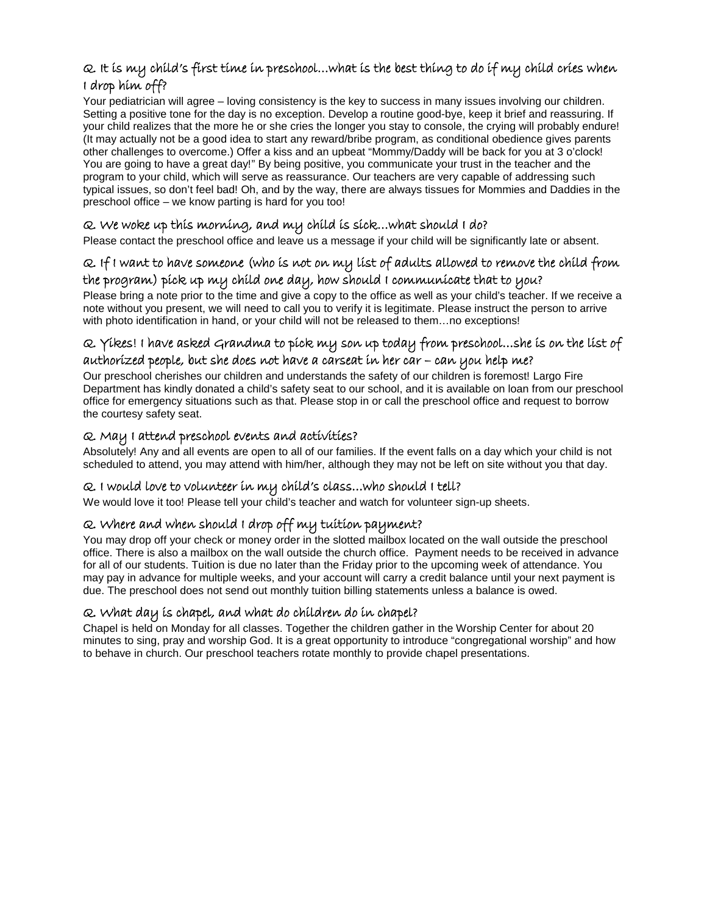### Q. It is my child's first time in preschool…what is the best thing to do if my child cries when I drop him off?

Your pediatrician will agree – loving consistency is the key to success in many issues involving our children. Setting a positive tone for the day is no exception. Develop a routine good-bye, keep it brief and reassuring. If your child realizes that the more he or she cries the longer you stay to console, the crying will probably endure! (It may actually not be a good idea to start any reward/bribe program, as conditional obedience gives parents other challenges to overcome.) Offer a kiss and an upbeat "Mommy/Daddy will be back for you at 3 o'clock! You are going to have a great day!" By being positive, you communicate your trust in the teacher and the program to your child, which will serve as reassurance. Our teachers are very capable of addressing such typical issues, so don't feel bad! Oh, and by the way, there are always tissues for Mommies and Daddies in the preschool office – we know parting is hard for you too!

### Q. We woke up this morning, and my child is sick…what should I do?

Please contact the preschool office and leave us a message if your child will be significantly late or absent.

### Q. If I want to have someone (who is not on my list of adults allowed to remove the child from the program) pick up my child one day, how should I communicate that to you?

Please bring a note prior to the time and give a copy to the office as well as your child's teacher. If we receive a note without you present, we will need to call you to verify it is legitimate. Please instruct the person to arrive with photo identification in hand, or your child will not be released to them…no exceptions!

### Q. Yikes! I have asked Grandma to pick my son up today from preschool…she is on the list of authorized people, but she does not have a carseat in her car – can you help me?

Our preschool cherishes our children and understands the safety of our children is foremost! Largo Fire Department has kindly donated a child's safety seat to our school, and it is available on loan from our preschool office for emergency situations such as that. Please stop in or call the preschool office and request to borrow the courtesy safety seat.

### Q. May I attend preschool events and activities?

Absolutely! Any and all events are open to all of our families. If the event falls on a day which your child is not scheduled to attend, you may attend with him/her, although they may not be left on site without you that day.

### Q. I would love to volunteer in my child's class…who should I tell?

We would love it too! Please tell your child's teacher and watch for volunteer sign-up sheets.

### Q. Where and when should I drop off my tuition payment?

You may drop off your check or money order in the slotted mailbox located on the wall outside the preschool office. There is also a mailbox on the wall outside the church office. Payment needs to be received in advance for all of our students. Tuition is due no later than the Friday prior to the upcoming week of attendance. You may pay in advance for multiple weeks, and your account will carry a credit balance until your next payment is due. The preschool does not send out monthly tuition billing statements unless a balance is owed.

### Q. What day is chapel, and what do children do in chapel?

Chapel is held on Monday for all classes. Together the children gather in the Worship Center for about 20 minutes to sing, pray and worship God. It is a great opportunity to introduce "congregational worship" and how to behave in church. Our preschool teachers rotate monthly to provide chapel presentations.